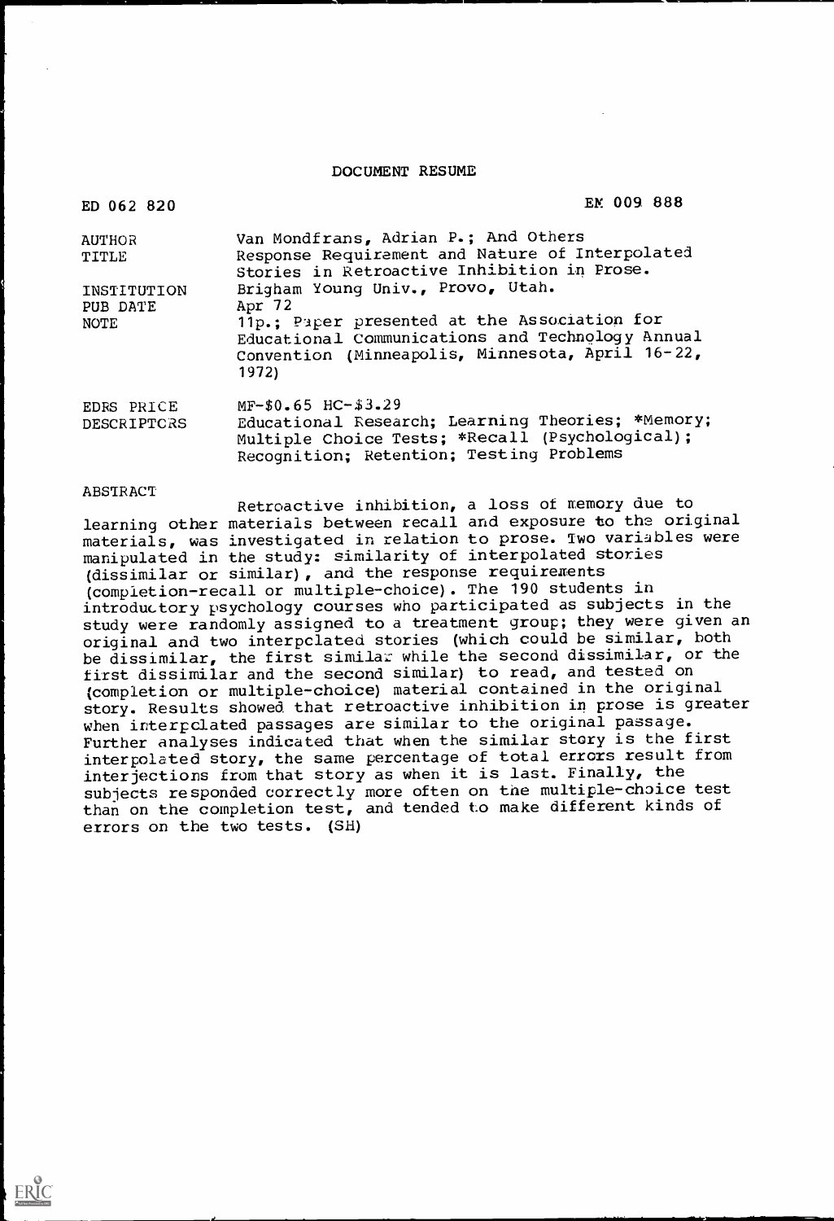DOCUMENT RESUME

| | |
|---|---|
| ED 062 820 | EM 009 888 |
| AUTHOR | Van Mondfrans, Adrian P.; And Others |
| TITLE | Response Requirement and Nature of Interpolated Stories in Retroactive Inhibition in Prose. |
| INSTITUTION | Brigham Young Univ., Provo, Utah. |
| PUB DATE | Apr 72 |
| NOTE | 11p.; Paper presented at the Association for Educational Communications and Technology Annual Convention (Minneapolis, Minnesota, April 16-22, 1972) |
| EDRS PRICE | MF-$0.65 HC-$3.29 |
| DESCRIPTORS | Educational Research; Learning Theories; *Memory; Multiple Choice Tests; *Recall (Psychological); Recognition; Retention; Testing Problems |

ABSTRACT

Retroactive inhibition, a loss of memory due to learning other materials between recall and exposure to the original materials, was investigated in relation to prose. Two variables were manipulated in the study: similarity of interpolated stories (dissimilar or similar), and the response requirements (completion-recall or multiple-choice). The 190 students in introductory psychology courses who participated as subjects in the study were randomly assigned to a treatment group; they were given an original and two interpolated stories (which could be similar, both be dissimilar, the first similar while the second dissimilar, or the first dissimilar and the second similar) to read, and tested on (completion or multiple-choice) material contained in the original story. Results showed that retroactive inhibition in prose is greater when interpolated passages are similar to the original passage. Further analyses indicated that when the similar story is the first interpolated story, the same percentage of total errors result from interjections from that story as when it is last. Finally, the subjects responded correctly more often on the multiple-choice test than on the completion test, and tended to make different kinds of errors on the two tests. (SH)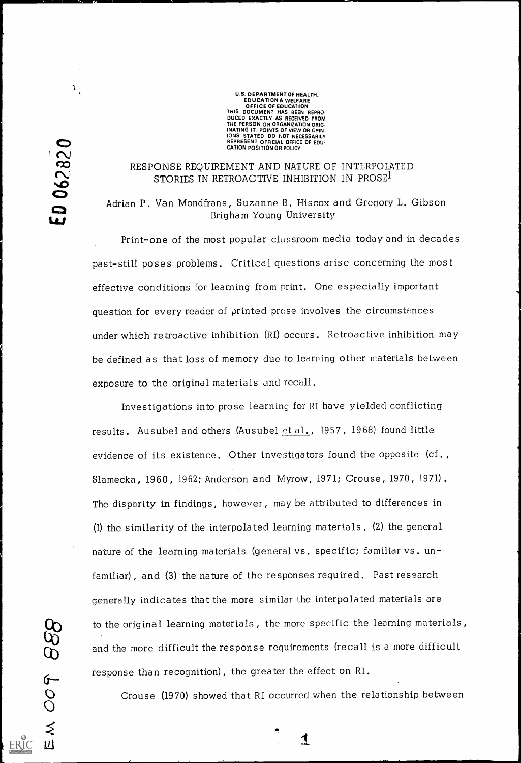U.S. DEPARTMENT OF HEALTH, EDUCATION & WELFARE OFFICE OF EDUCATION THIS DOCUMENT HAS BEEN REPRODUCED EXACTLY AS RECEIVED FROM THE PERSON OR ORGANIZATION ORIGINATING IT. POINTS OF VIEW OR OPINIONS STATED DO NOT NECESSARILY REPRESENT OFFICIAL OFFICE OF EDUCATION POSITION OR POLICY

ED 062820

# RESPONSE REQUIREMENT AND NATURE OF INTERPOLATED STORIES IN RETROACTIVE INHIBITION IN PROSE[1]

Adrian P. Van Mondfrans, Suzanne B. Hiscox and Gregory L. Gibson
Brigham Young University

Print-one of the most popular classroom media today and in decades past-still poses problems. Critical questions arise concerning the most effective conditions for learning from print. One especially important question for every reader of printed prose involves the circumstances under which retroactive inhibition (RI) occurs. Retroactive inhibition may be defined as that loss of memory due to learning other materials between exposure to the original materials and recall.

Investigations into prose learning for RI have yielded conflicting results. Ausubel and others (Ausubel et al., 1957, 1968) found little evidence of its existence. Other investigators found the opposite (cf., Slamecka, 1960, 1962; Anderson and Myrow, 1971; Crouse, 1970, 1971). The disparity in findings, however, may be attributed to differences in (1) the similarity of the interpolated learning materials, (2) the general nature of the learning materials (general vs. specific; familiar vs. unfamiliar), and (3) the nature of the responses required. Past research generally indicates that the more similar the interpolated materials are to the original learning materials, the more specific the learning materials, and the more difficult the response requirements (recall is a more difficult response than recognition), the greater the effect on RI.

Crouse (1970) showed that RI occurred when the relationship between

EM 009 888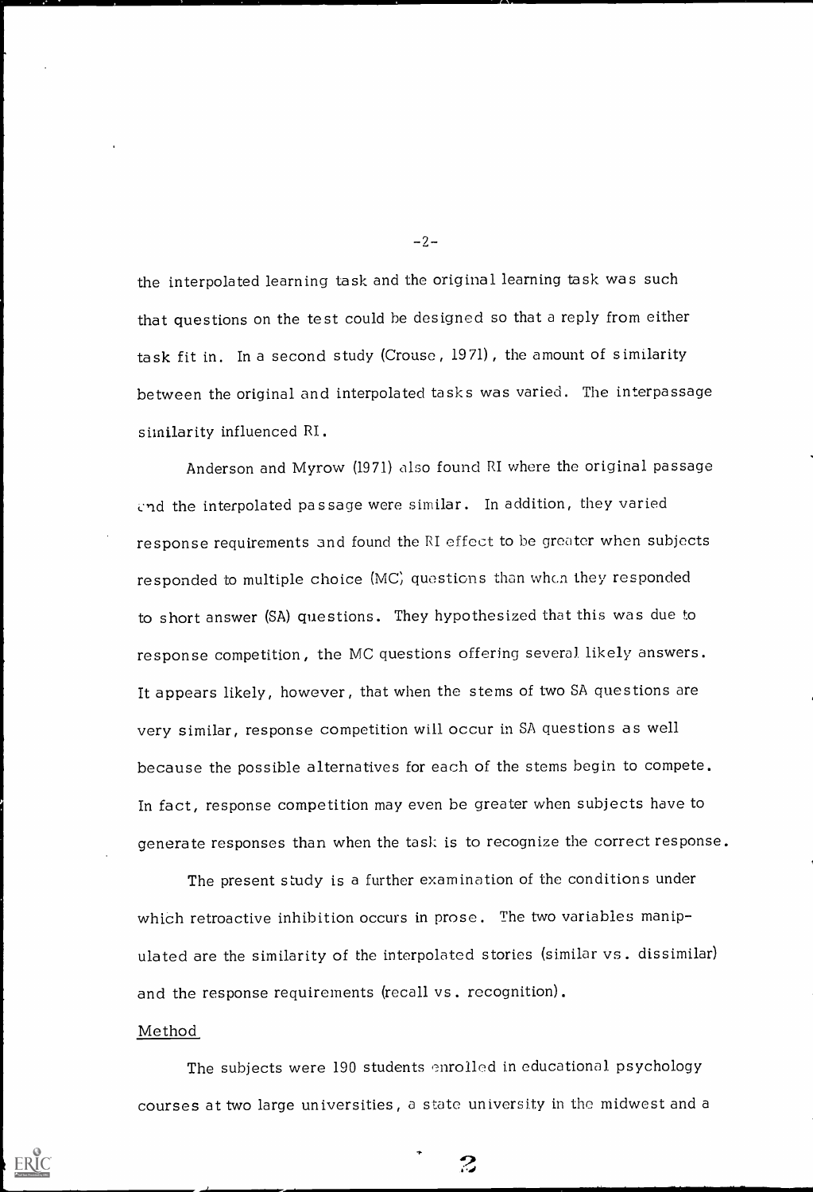the interpolated learning task and the original learning task was such that questions on the test could be designed so that a reply from either task fit in. In a second study (Crouse, 1971), the amount of similarity between the original and interpolated tasks was varied. The interpassage similarity influenced RI.

Anderson and Myrow (1971) also found RI where the original passage and the interpolated passage were similar. In addition, they varied response requirements and found the RI effect to be greater when subjects responded to multiple choice (MC) questions than when they responded to short answer (SA) questions. They hypothesized that this was due to response competition, the MC questions offering several likely answers. It appears likely, however, that when the stems of two SA questions are very similar, response competition will occur in SA questions as well because the possible alternatives for each of the stems begin to compete. In fact, response competition may even be greater when subjects have to generate responses than when the task is to recognize the correct response.

The present study is a further examination of the conditions under which retroactive inhibition occurs in prose. The two variables manipulated are the similarity of the interpolated stories (similar vs. dissimilar) and the response requirements (recall vs. recognition).

## Method

The subjects were 190 students enrolled in educational psychology courses at two large universities, a state university in the midwest and a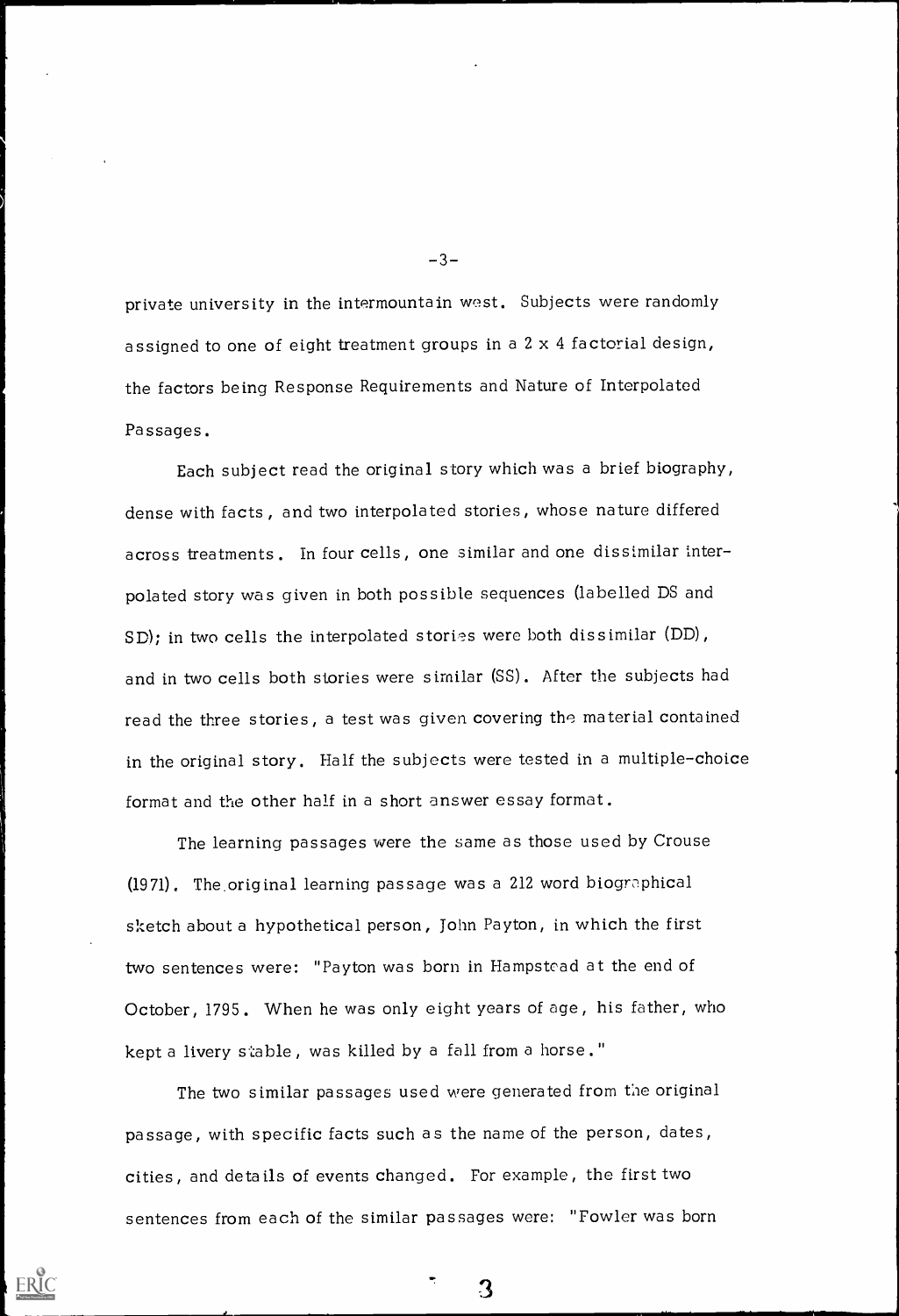private university in the intermountain west. Subjects were randomly assigned to one of eight treatment groups in a 2 x 4 factorial design, the factors being Response Requirements and Nature of Interpolated Passages.

Each subject read the original story which was a brief biography, dense with facts, and two interpolated stories, whose nature differed across treatments. In four cells, one similar and one dissimilar interpolated story was given in both possible sequences (labelled DS and SD); in two cells the interpolated stories were both dissimilar (DD), and in two cells both stories were similar (SS). After the subjects had read the three stories, a test was given covering the material contained in the original story. Half the subjects were tested in a multiple-choice format and the other half in a short answer essay format.

The learning passages were the same as those used by Crouse (1971). The original learning passage was a 212 word biographical sketch about a hypothetical person, John Payton, in which the first two sentences were: "Payton was born in Hampstead at the end of October, 1795. When he was only eight years of age, his father, who kept a livery stable, was killed by a fall from a horse."

The two similar passages used were generated from the original passage, with specific facts such as the name of the person, dates, cities, and details of events changed. For example, the first two sentences from each of the similar passages were: "Fowler was born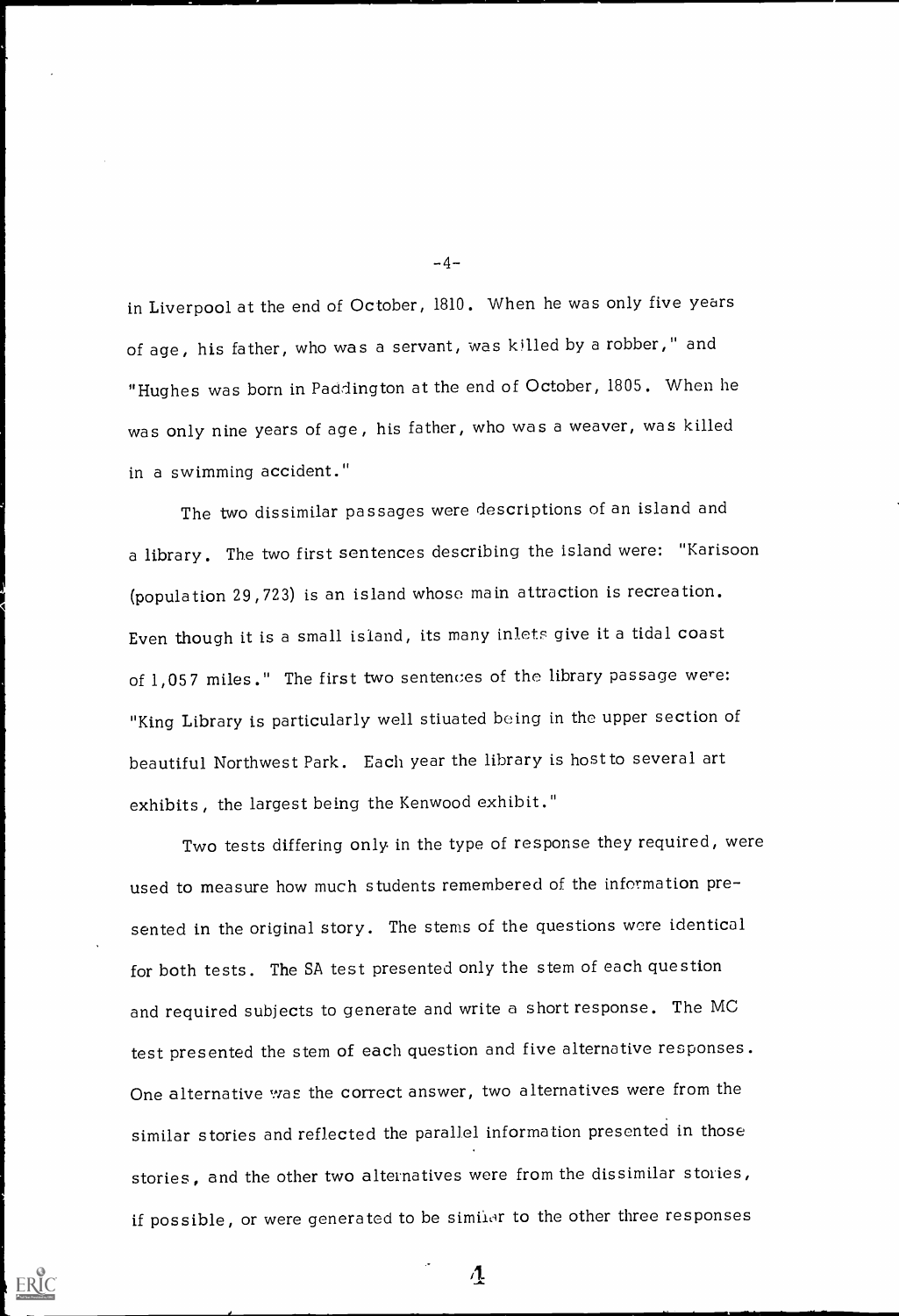in Liverpool at the end of October, 1810. When he was only five years of age, his father, who was a servant, was killed by a robber," and "Hughes was born in Paddington at the end of October, 1805. When he was only nine years of age, his father, who was a weaver, was killed in a swimming accident."

The two dissimilar passages were descriptions of an island and a library. The two first sentences describing the island were: "Karisoon (population 29,723) is an island whose main attraction is recreation. Even though it is a small island, its many inlets give it a tidal coast of 1,057 miles." The first two sentences of the library passage were: "King Library is particularly well stiuated being in the upper section of beautiful Northwest Park. Each year the library is host to several art exhibits, the largest being the Kenwood exhibit."

Two tests differing only in the type of response they required, were used to measure how much students remembered of the information presented in the original story. The stems of the questions were identical for both tests. The SA test presented only the stem of each question and required subjects to generate and write a short response. The MC test presented the stem of each question and five alternative responses. One alternative was the correct answer, two alternatives were from the similar stories and reflected the parallel information presented in those stories, and the other two alternatives were from the dissimilar stories, if possible, or were generated to be similar to the other three responses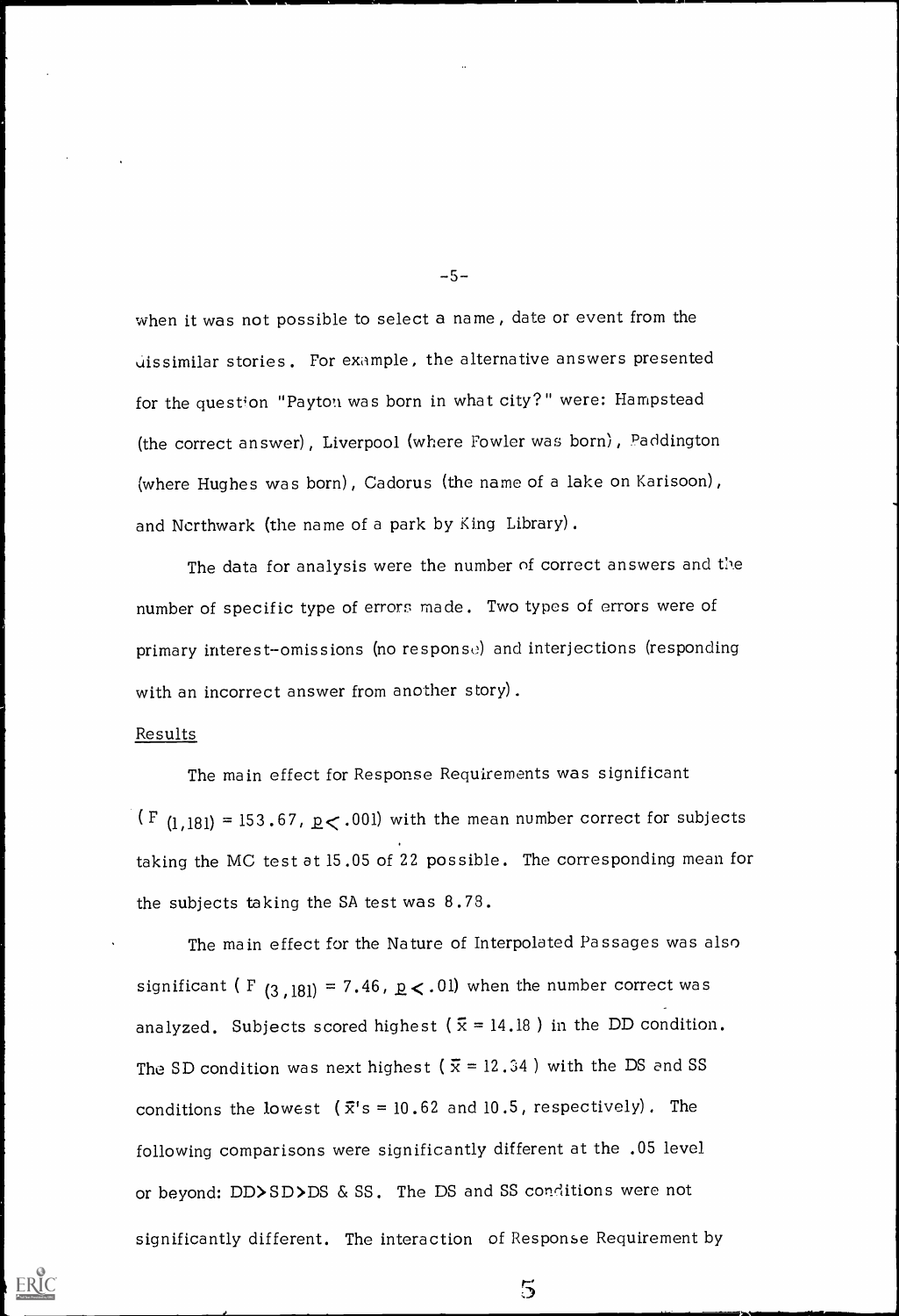when it was not possible to select a name, date or event from the dissimilar stories. For example, the alternative answers presented for the question "Payton was born in what city?" were: Hampstead (the correct answer), Liverpool (where Fowler was born), Paddington (where Hughes was born), Cadorus (the name of a lake on Karisoon), and Northwark (the name of a park by King Library).

The data for analysis were the number of correct answers and the number of specific type of errors made. Two types of errors were of primary interest-omissions (no response) and interjections (responding with an incorrect answer from another story).

Results

The main effect for Response Requirements was significant ($F_{(1,181)} = 153.67$, $p < .001$) with the mean number correct for subjects taking the MC test at 15.05 of 22 possible. The corresponding mean for the subjects taking the SA test was 8.78.

The main effect for the Nature of Interpolated Passages was also significant ($F_{(3,181)} = 7.46$, $p < .01$) when the number correct was analyzed. Subjects scored highest ($\bar{x} = 14.18$) in the DD condition. The SD condition was next highest ($\bar{x} = 12.34$) with the DS and SS conditions the lowest ($\bar{x}$'s = 10.62 and 10.5, respectively). The following comparisons were significantly different at the .05 level or beyond: DD>SD>DS & SS. The DS and SS conditions were not significantly different. The interaction of Response Requirement by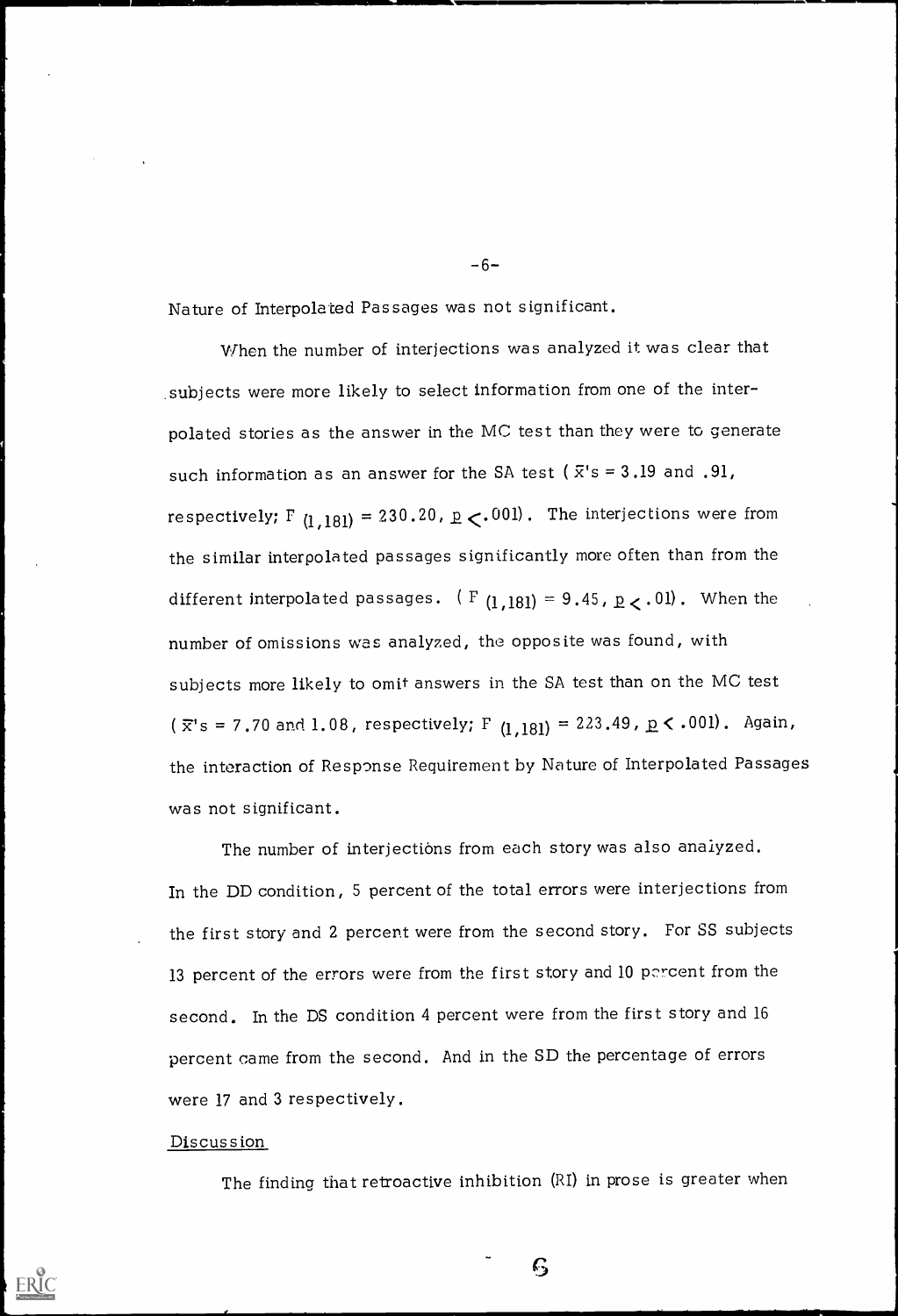Nature of Interpolated Passages was not significant.

When the number of interjections was analyzed it was clear that subjects were more likely to select information from one of the interpolated stories as the answer in the MC test than they were to generate such information as an answer for the SA test ( $\bar{X}$'s = 3.19 and .91, respectively; $F_{(1,181)} = 230.20$, $p < .001$). The interjections were from the similar interpolated passages significantly more often than from the different interpolated passages. ( $F_{(1,181)} = 9.45$, $p < .01$). When the number of omissions was analyzed, the opposite was found, with subjects more likely to omit answers in the SA test than on the MC test ( $\bar{X}$'s = 7.70 and 1.08, respectively; $F_{(1,181)} = 223.49$, $p < .001$). Again, the interaction of Response Requirement by Nature of Interpolated Passages was not significant.

The number of interjections from each story was also analyzed. In the DD condition, 5 percent of the total errors were interjections from the first story and 2 percent were from the second story. For SS subjects 13 percent of the errors were from the first story and 10 percent from the second. In the DS condition 4 percent were from the first story and 16 percent came from the second. And in the SD the percentage of errors were 17 and 3 respectively.

Discussion

The finding that retroactive inhibition (RI) in prose is greater when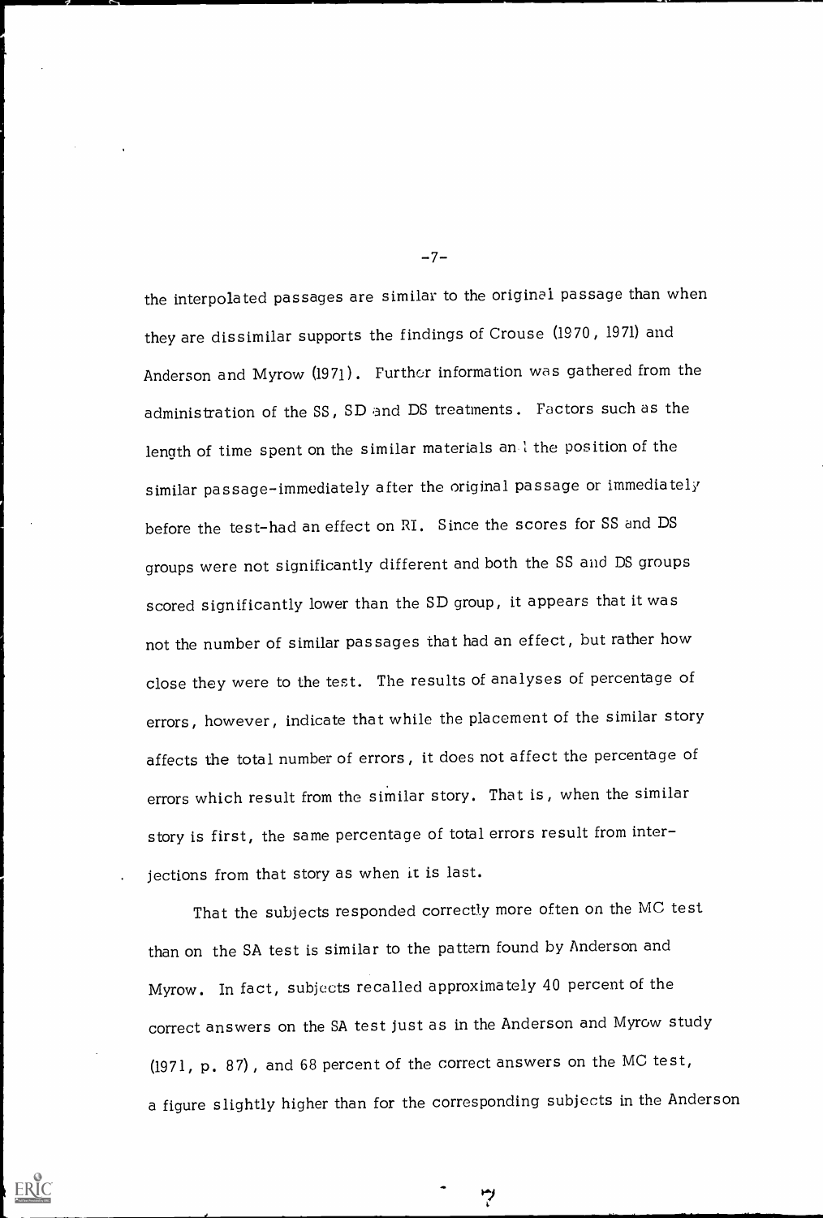the interpolated passages are similar to the original passage than when they are dissimilar supports the findings of Crouse (1970, 1971) and Anderson and Myrow (1971). Further information was gathered from the administration of the SS, SD and DS treatments. Factors such as the length of time spent on the similar materials and the position of the similar passage-immediately after the original passage or immediately before the test-had an effect on RI. Since the scores for SS and DS groups were not significantly different and both the SS and DS groups scored significantly lower than the SD group, it appears that it was not the number of similar passages that had an effect, but rather how close they were to the test. The results of analyses of percentage of errors, however, indicate that while the placement of the similar story affects the total number of errors, it does not affect the percentage of errors which result from the similar story. That is, when the similar story is first, the same percentage of total errors result from interjections from that story as when it is last.

That the subjects responded correctly more often on the MC test than on the SA test is similar to the pattern found by Anderson and Myrow. In fact, subjects recalled approximately 40 percent of the correct answers on the SA test just as in the Anderson and Myrow study (1971, p. 87), and 68 percent of the correct answers on the MC test, a figure slightly higher than for the corresponding subjects in the Anderson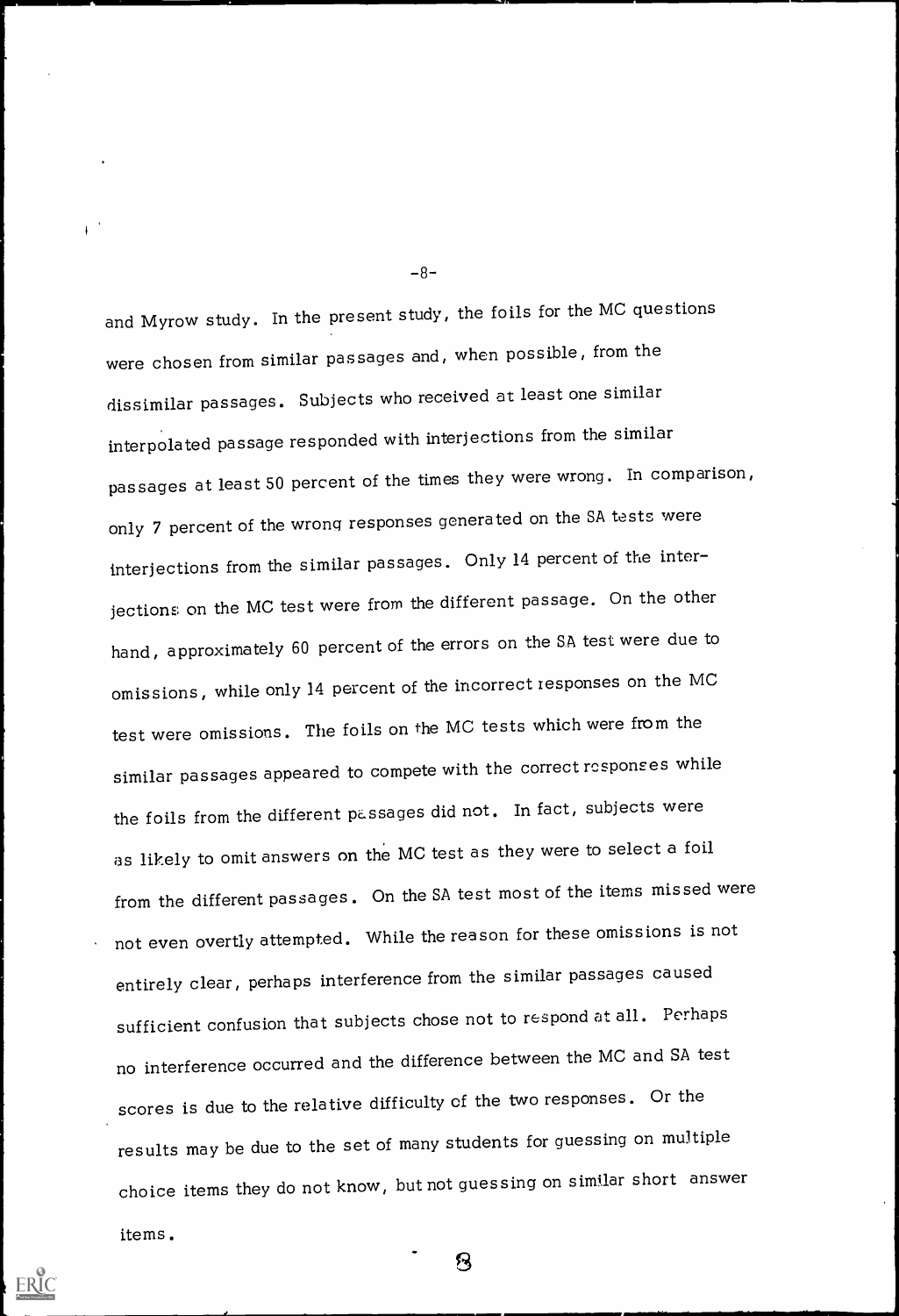and Myrow study. In the present study, the foils for the MC questions were chosen from similar passages and, when possible, from the dissimilar passages. Subjects who received at least one similar interpolated passage responded with interjections from the similar passages at least 50 percent of the times they were wrong. In comparison, only 7 percent of the wrong responses generated on the SA tests were interjections from the similar passages. Only 14 percent of the interjections on the MC test were from the different passage. On the other hand, approximately 60 percent of the errors on the SA test were due to omissions, while only 14 percent of the incorrect responses on the MC test were omissions. The foils on the MC tests which were from the similar passages appeared to compete with the correct responses while the foils from the different passages did not. In fact, subjects were as likely to omit answers on the MC test as they were to select a foil from the different passages. On the SA test most of the items missed were not even overtly attempted. While the reason for these omissions is not entirely clear, perhaps interference from the similar passages caused sufficient confusion that subjects chose not to respond at all. Perhaps no interference occurred and the difference between the MC and SA test scores is due to the relative difficulty of the two responses. Or the results may be due to the set of many students for guessing on multiple choice items they do not know, but not guessing on similar short answer items.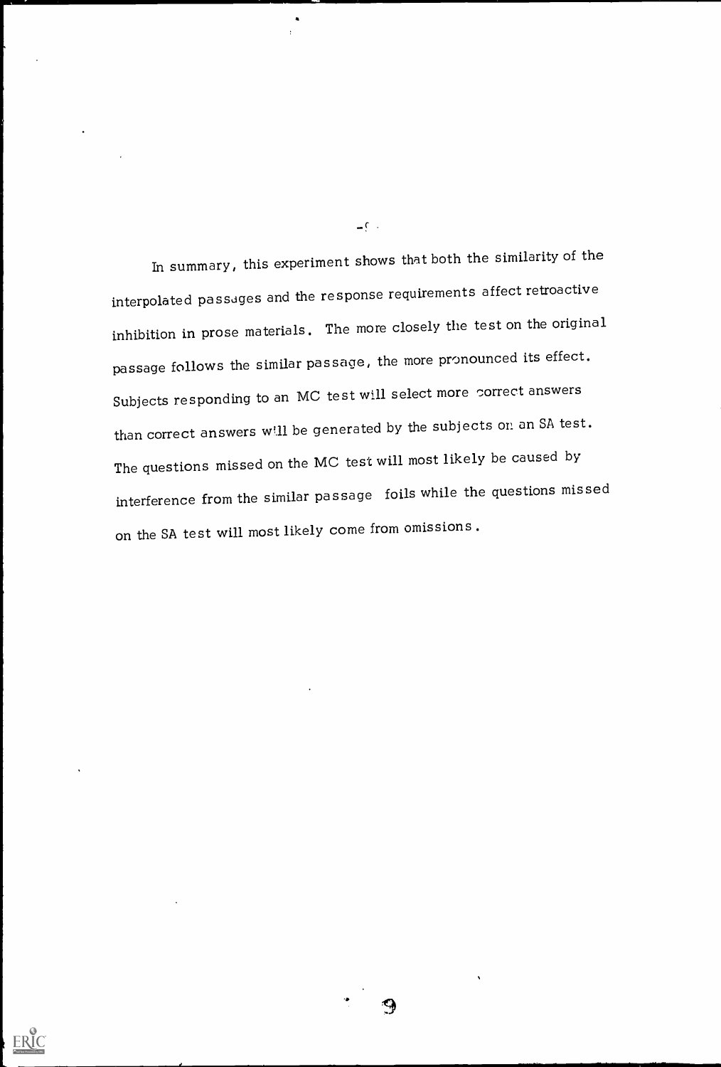In summary, this experiment shows that both the similarity of the interpolated passages and the response requirements affect retroactive inhibition in prose materials. The more closely the test on the original passage follows the similar passage, the more pronounced its effect. Subjects responding to an MC test will select more correct answers than correct answers will be generated by the subjects on an SA test. The questions missed on the MC test will most likely be caused by interference from the similar passage foils while the questions missed on the SA test will most likely come from omissions.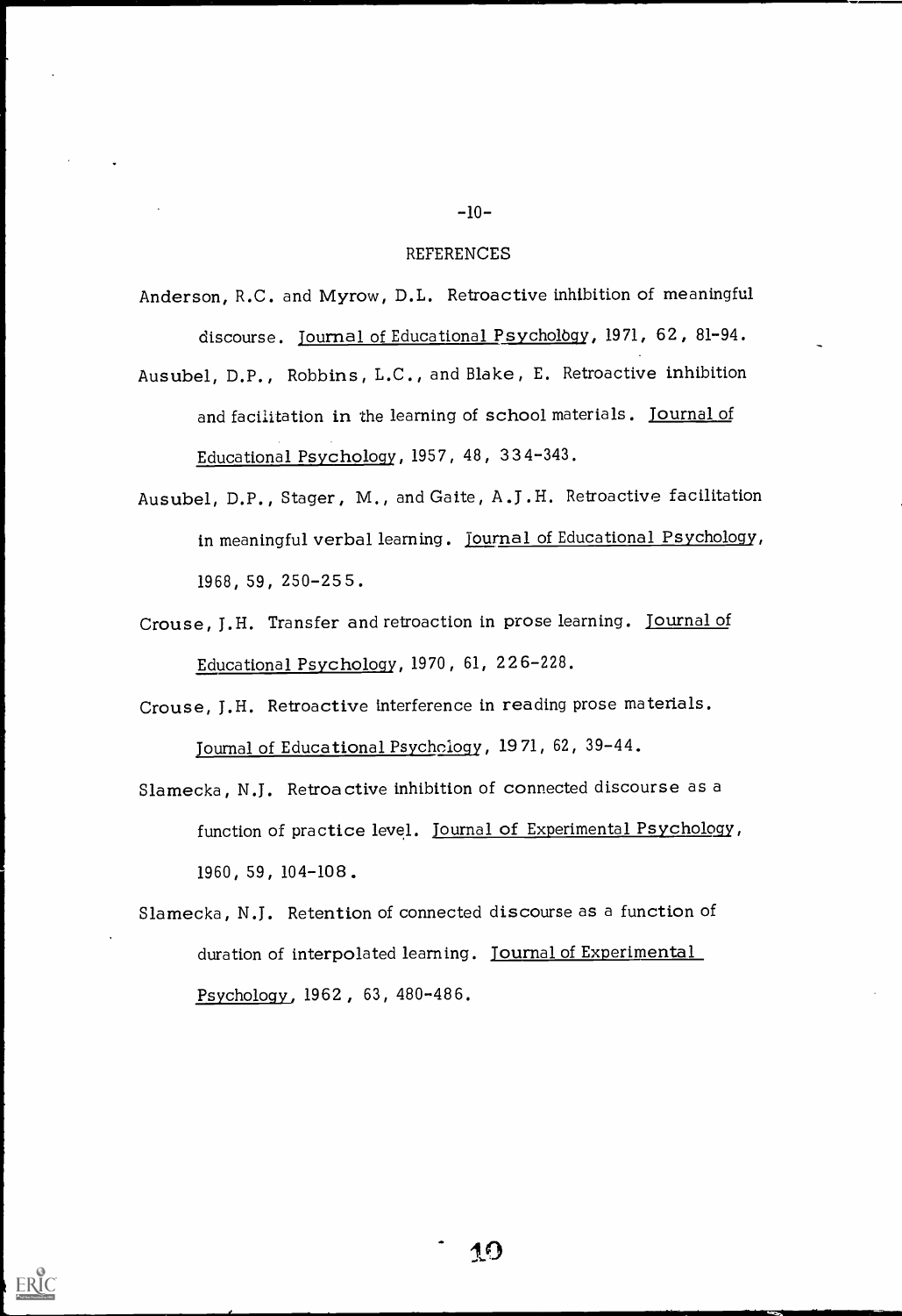## REFERENCES

Anderson, R.C. and Myrow, D.L. Retroactive inhibition of meaningful discourse. Journal of Educational Psychology, 1971, 62, 81-94.

Ausubel, D.P., Robbins, L.C., and Blake, E. Retroactive inhibition and facilitation in the learning of school materials. Journal of Educational Psychology, 1957, 48, 334-343.

Ausubel, D.P., Stager, M., and Gaite, A.J.H. Retroactive facilitation in meaningful verbal learning. Journal of Educational Psychology, 1968, 59, 250-255.

Crouse, J.H. Transfer and retroaction in prose learning. Journal of Educational Psychology, 1970, 61, 226-228.

Crouse, J.H. Retroactive interference in reading prose materials. Journal of Educational Psychology, 1971, 62, 39-44.

Slamecka, N.J. Retroactive inhibition of connected discourse as a function of practice level. Journal of Experimental Psychology, 1960, 59, 104-108.

Slamecka, N.J. Retention of connected discourse as a function of duration of interpolated learning. Journal of Experimental Psychology, 1962, 63, 480-486.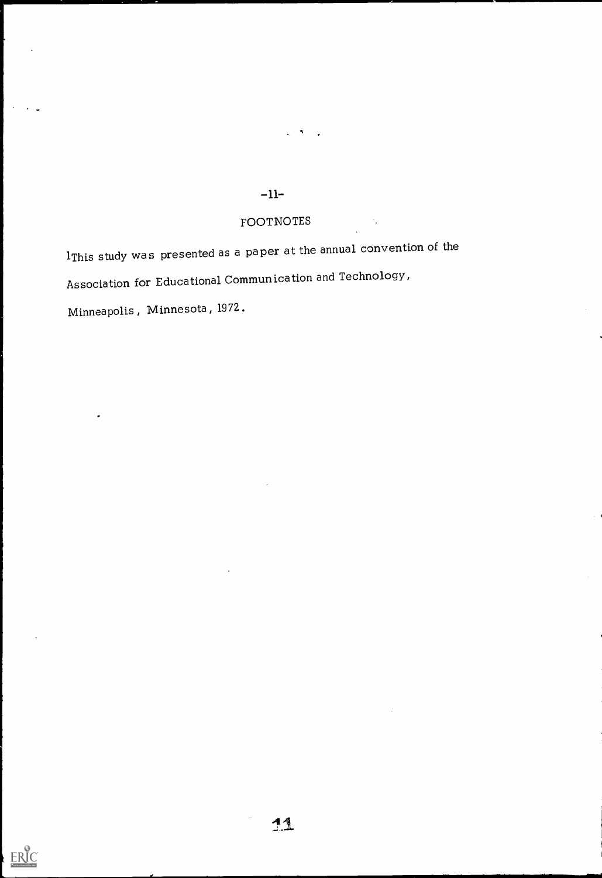## FOOTNOTES

[1]This study was presented as a paper at the annual convention of the Association for Educational Communication and Technology, Minneapolis, Minnesota, 1972.